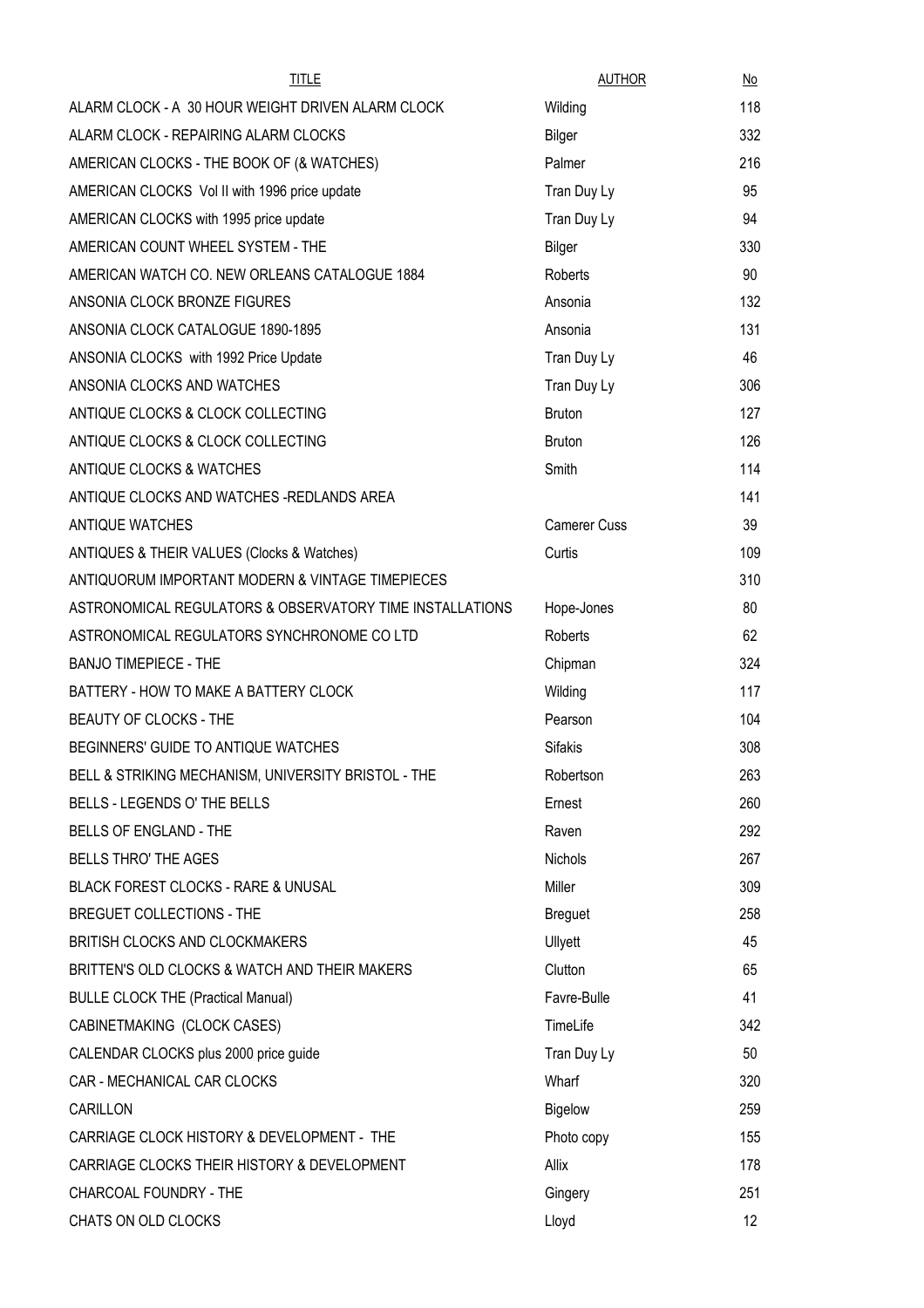| TITLE | AUTHOR | No |
|---|---|---|
| ALARM CLOCK - A 30 HOUR WEIGHT DRIVEN ALARM CLOCK | Wilding | 118 |
| ALARM CLOCK - REPAIRING ALARM CLOCKS | Bilger | 332 |
| AMERICAN CLOCKS - THE BOOK OF (& WATCHES) | Palmer | 216 |
| AMERICAN CLOCKS Vol II with 1996 price update | Tran Duy Ly | 95 |
| AMERICAN CLOCKS with 1995 price update | Tran Duy Ly | 94 |
| AMERICAN COUNT WHEEL SYSTEM - THE | Bilger | 330 |
| AMERICAN WATCH CO. NEW ORLEANS CATALOGUE 1884 | Roberts | 90 |
| ANSONIA CLOCK BRONZE FIGURES | Ansonia | 132 |
| ANSONIA CLOCK CATALOGUE 1890-1895 | Ansonia | 131 |
| ANSONIA CLOCKS with 1992 Price Update | Tran Duy Ly | 46 |
| ANSONIA CLOCKS AND WATCHES | Tran Duy Ly | 306 |
| ANTIQUE CLOCKS & CLOCK COLLECTING | Bruton | 127 |
| ANTIQUE CLOCKS & CLOCK COLLECTING | Bruton | 126 |
| ANTIQUE CLOCKS & WATCHES | Smith | 114 |
| ANTIQUE CLOCKS AND WATCHES -REDLANDS AREA | | 141 |
| ANTIQUE WATCHES | Camerer Cuss | 39 |
| ANTIQUES & THEIR VALUES (Clocks & Watches) | Curtis | 109 |
| ANTIQUORUM IMPORTANT MODERN & VINTAGE TIMEPIECES | | 310 |
| ASTRONOMICAL REGULATORS & OBSERVATORY TIME INSTALLATIONS | Hope-Jones | 80 |
| ASTRONOMICAL REGULATORS SYNCHRONOME CO LTD | Roberts | 62 |
| BANJO TIMEPIECE - THE | Chipman | 324 |
| BATTERY - HOW TO MAKE A BATTERY CLOCK | Wilding | 117 |
| BEAUTY OF CLOCKS - THE | Pearson | 104 |
| BEGINNERS' GUIDE TO ANTIQUE WATCHES | Sifakis | 308 |
| BELL & STRIKING MECHANISM, UNIVERSITY BRISTOL - THE | Robertson | 263 |
| BELLS - LEGENDS O' THE BELLS | Ernest | 260 |
| BELLS OF ENGLAND - THE | Raven | 292 |
| BELLS THRO' THE AGES | Nichols | 267 |
| BLACK FOREST CLOCKS - RARE & UNUSAL | Miller | 309 |
| BREGUET COLLECTIONS - THE | Breguet | 258 |
| BRITISH CLOCKS AND CLOCKMAKERS | Ullyett | 45 |
| BRITTEN'S OLD CLOCKS & WATCH AND THEIR MAKERS | Clutton | 65 |
| BULLE CLOCK THE (Practical Manual) | Favre-Bulle | 41 |
| CABINETMAKING (CLOCK CASES) | TimeLife | 342 |
| CALENDAR CLOCKS plus 2000 price guide | Tran Duy Ly | 50 |
| CAR - MECHANICAL CAR CLOCKS | Wharf | 320 |
| CARILLON | Bigelow | 259 |
| CARRIAGE CLOCK HISTORY & DEVELOPMENT - THE | Photo copy | 155 |
| CARRIAGE CLOCKS THEIR HISTORY & DEVELOPMENT | Allix | 178 |
| CHARCOAL FOUNDRY - THE | Gingery | 251 |
| CHATS ON OLD CLOCKS | Lloyd | 12 |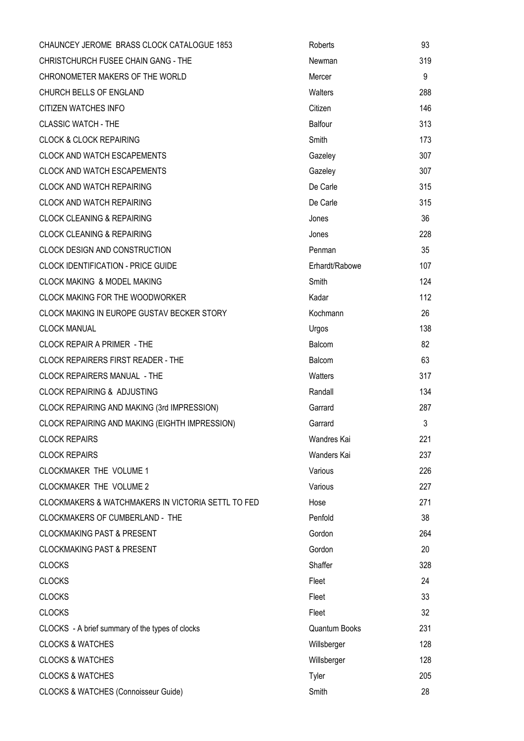| | | |
|---|---|---|
| CHAUNCEY JEROME BRASS CLOCK CATALOGUE 1853 | Roberts | 93 |
| CHRISTCHURCH FUSEE CHAIN GANG - THE | Newman | 319 |
| CHRONOMETER MAKERS OF THE WORLD | Mercer | 9 |
| CHURCH BELLS OF ENGLAND | Walters | 288 |
| CITIZEN WATCHES INFO | Citizen | 146 |
| CLASSIC WATCH - THE | Balfour | 313 |
| CLOCK & CLOCK REPAIRING | Smith | 173 |
| CLOCK AND WATCH ESCAPEMENTS | Gazeley | 307 |
| CLOCK AND WATCH ESCAPEMENTS | Gazeley | 307 |
| CLOCK AND WATCH REPAIRING | De Carle | 315 |
| CLOCK AND WATCH REPAIRING | De Carle | 315 |
| CLOCK CLEANING & REPAIRING | Jones | 36 |
| CLOCK CLEANING & REPAIRING | Jones | 228 |
| CLOCK DESIGN AND CONSTRUCTION | Penman | 35 |
| CLOCK IDENTIFICATION - PRICE GUIDE | Erhardt/Rabowe | 107 |
| CLOCK MAKING & MODEL MAKING | Smith | 124 |
| CLOCK MAKING FOR THE WOODWORKER | Kadar | 112 |
| CLOCK MAKING IN EUROPE GUSTAV BECKER STORY | Kochmann | 26 |
| CLOCK MANUAL | Urgos | 138 |
| CLOCK REPAIR A PRIMER - THE | Balcom | 82 |
| CLOCK REPAIRERS FIRST READER - THE | Balcom | 63 |
| CLOCK REPAIRERS MANUAL - THE | Watters | 317 |
| CLOCK REPAIRING & ADJUSTING | Randall | 134 |
| CLOCK REPAIRING AND MAKING (3rd IMPRESSION) | Garrard | 287 |
| CLOCK REPAIRING AND MAKING (EIGHTH IMPRESSION) | Garrard | 3 |
| CLOCK REPAIRS | Wandres Kai | 221 |
| CLOCK REPAIRS | Wanders Kai | 237 |
| CLOCKMAKER THE VOLUME 1 | Various | 226 |
| CLOCKMAKER THE VOLUME 2 | Various | 227 |
| CLOCKMAKERS & WATCHMAKERS IN VICTORIA SETTL TO FED | Hose | 271 |
| CLOCKMAKERS OF CUMBERLAND - THE | Penfold | 38 |
| CLOCKMAKING PAST & PRESENT | Gordon | 264 |
| CLOCKMAKING PAST & PRESENT | Gordon | 20 |
| CLOCKS | Shaffer | 328 |
| CLOCKS | Fleet | 24 |
| CLOCKS | Fleet | 33 |
| CLOCKS | Fleet | 32 |
| CLOCKS - A brief summary of the types of clocks | Quantum Books | 231 |
| CLOCKS & WATCHES | Willsberger | 128 |
| CLOCKS & WATCHES | Willsberger | 128 |
| CLOCKS & WATCHES | Tyler | 205 |
| CLOCKS & WATCHES (Connoisseur Guide) | Smith | 28 |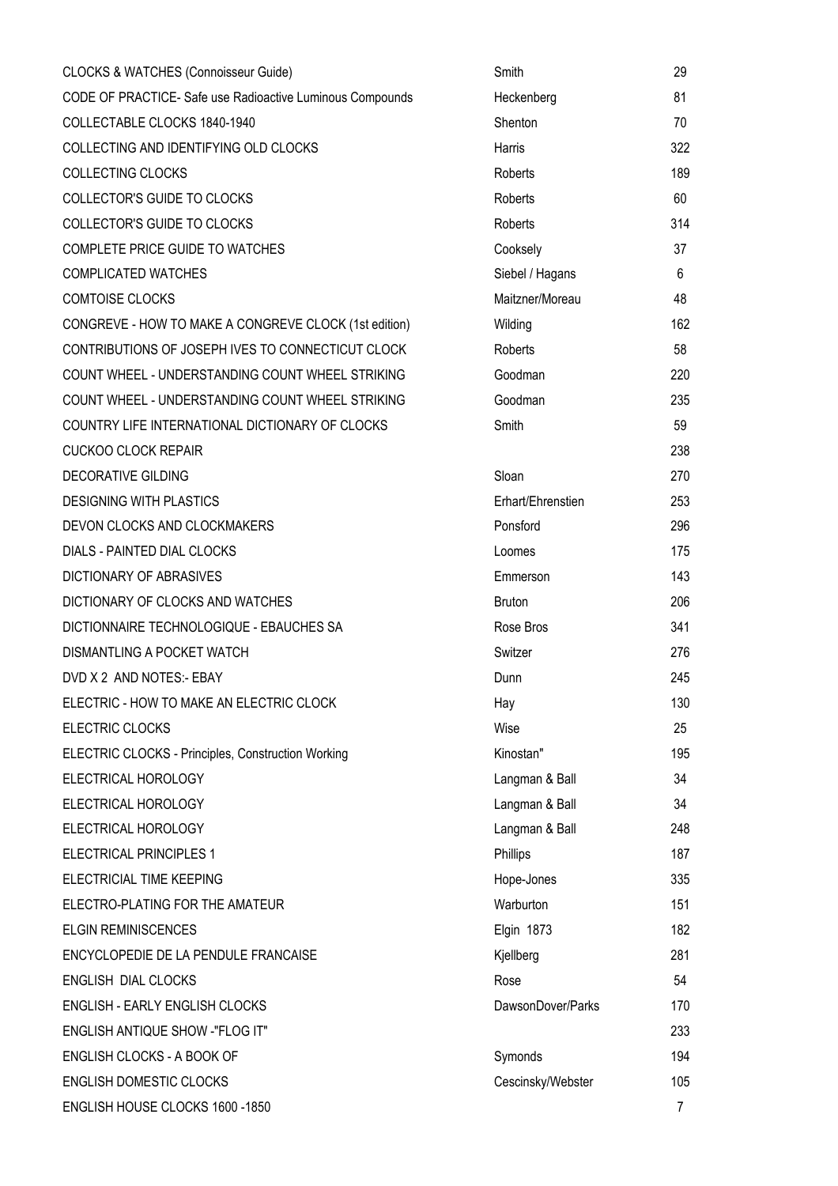| | | |
|---|---|---|
| CLOCKS & WATCHES (Connoisseur Guide) | Smith | 29 |
| CODE OF PRACTICE- Safe use Radioactive Luminous Compounds | Heckenberg | 81 |
| COLLECTABLE CLOCKS 1840-1940 | Shenton | 70 |
| COLLECTING AND IDENTIFYING OLD CLOCKS | Harris | 322 |
| COLLECTING CLOCKS | Roberts | 189 |
| COLLECTOR'S GUIDE TO CLOCKS | Roberts | 60 |
| COLLECTOR'S GUIDE TO CLOCKS | Roberts | 314 |
| COMPLETE PRICE GUIDE TO WATCHES | Cooksely | 37 |
| COMPLICATED WATCHES | Siebel / Hagans | 6 |
| COMTOISE CLOCKS | Maitzner/Moreau | 48 |
| CONGREVE - HOW TO MAKE A CONGREVE CLOCK (1st edition) | Wilding | 162 |
| CONTRIBUTIONS OF JOSEPH IVES TO CONNECTICUT CLOCK | Roberts | 58 |
| COUNT WHEEL - UNDERSTANDING COUNT WHEEL STRIKING | Goodman | 220 |
| COUNT WHEEL - UNDERSTANDING COUNT WHEEL STRIKING | Goodman | 235 |
| COUNTRY LIFE INTERNATIONAL DICTIONARY OF CLOCKS | Smith | 59 |
| CUCKOO CLOCK REPAIR | | 238 |
| DECORATIVE GILDING | Sloan | 270 |
| DESIGNING WITH PLASTICS | Erhart/Ehrenstien | 253 |
| DEVON CLOCKS AND CLOCKMAKERS | Ponsford | 296 |
| DIALS - PAINTED DIAL CLOCKS | Loomes | 175 |
| DICTIONARY OF ABRASIVES | Emmerson | 143 |
| DICTIONARY OF CLOCKS AND WATCHES | Bruton | 206 |
| DICTIONNAIRE TECHNOLOGIQUE - EBAUCHES SA | Rose Bros | 341 |
| DISMANTLING A POCKET WATCH | Switzer | 276 |
| DVD X 2 AND NOTES:- EBAY | Dunn | 245 |
| ELECTRIC - HOW TO MAKE AN ELECTRIC CLOCK | Hay | 130 |
| ELECTRIC CLOCKS | Wise | 25 |
| ELECTRIC CLOCKS - Principles, Construction Working | Kinostan" | 195 |
| ELECTRICAL HOROLOGY | Langman & Ball | 34 |
| ELECTRICAL HOROLOGY | Langman & Ball | 34 |
| ELECTRICAL HOROLOGY | Langman & Ball | 248 |
| ELECTRICAL PRINCIPLES 1 | Phillips | 187 |
| ELECTRICIAL TIME KEEPING | Hope-Jones | 335 |
| ELECTRO-PLATING FOR THE AMATEUR | Warburton | 151 |
| ELGIN REMINISCENCES | Elgin 1873 | 182 |
| ENCYCLOPEDIE DE LA PENDULE FRANCAISE | Kjellberg | 281 |
| ENGLISH DIAL CLOCKS | Rose | 54 |
| ENGLISH - EARLY ENGLISH CLOCKS | DawsonDover/Parks | 170 |
| ENGLISH ANTIQUE SHOW -"FLOG IT" | | 233 |
| ENGLISH CLOCKS - A BOOK OF | Symonds | 194 |
| ENGLISH DOMESTIC CLOCKS | Cescinsky/Webster | 105 |
| ENGLISH HOUSE CLOCKS 1600 -1850 | | 7 |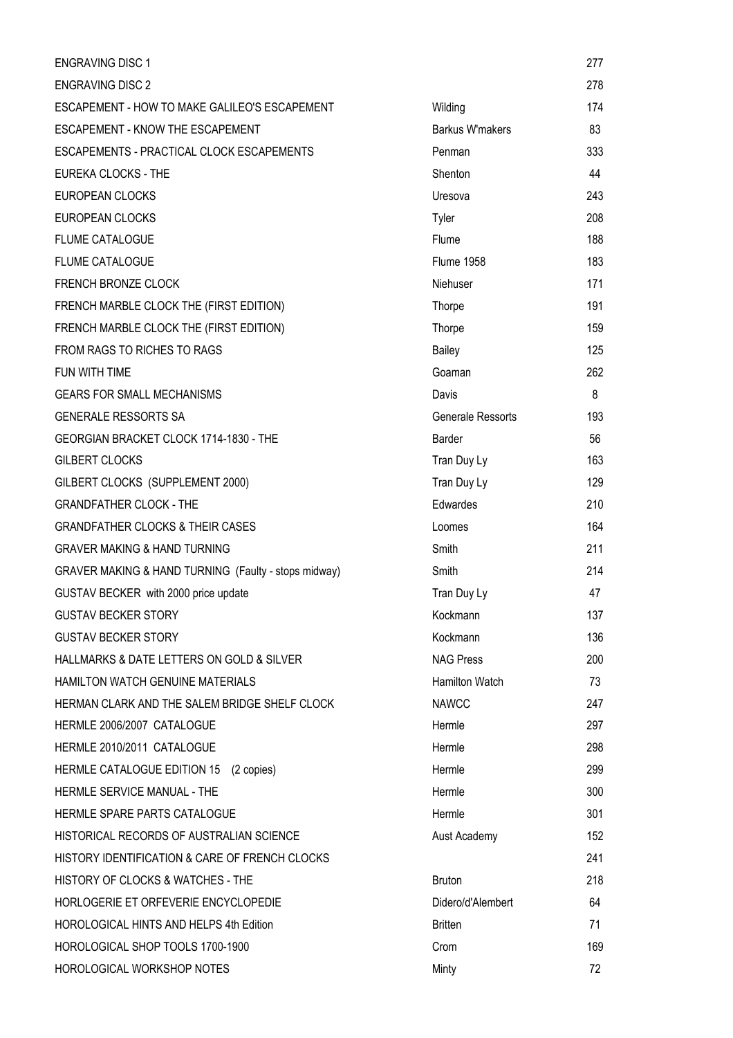| | | |
|---|---|---|
| ENGRAVING DISC 1 | | 277 |
| ENGRAVING DISC 2 | | 278 |
| ESCAPEMENT - HOW TO MAKE GALILEO'S ESCAPEMENT | Wilding | 174 |
| ESCAPEMENT - KNOW THE ESCAPEMENT | Barkus W'makers | 83 |
| ESCAPEMENTS - PRACTICAL CLOCK ESCAPEMENTS | Penman | 333 |
| EUREKA CLOCKS - THE | Shenton | 44 |
| EUROPEAN CLOCKS | Uresova | 243 |
| EUROPEAN CLOCKS | Tyler | 208 |
| FLUME CATALOGUE | Flume | 188 |
| FLUME CATALOGUE | Flume 1958 | 183 |
| FRENCH BRONZE CLOCK | Niehuser | 171 |
| FRENCH MARBLE CLOCK THE (FIRST EDITION) | Thorpe | 191 |
| FRENCH MARBLE CLOCK THE (FIRST EDITION) | Thorpe | 159 |
| FROM RAGS TO RICHES TO RAGS | Bailey | 125 |
| FUN WITH TIME | Goaman | 262 |
| GEARS FOR SMALL MECHANISMS | Davis | 8 |
| GENERALE RESSORTS SA | Generale Ressorts | 193 |
| GEORGIAN BRACKET CLOCK 1714-1830 - THE | Barder | 56 |
| GILBERT CLOCKS | Tran Duy Ly | 163 |
| GILBERT CLOCKS (SUPPLEMENT 2000) | Tran Duy Ly | 129 |
| GRANDFATHER CLOCK - THE | Edwardes | 210 |
| GRANDFATHER CLOCKS & THEIR CASES | Loomes | 164 |
| GRAVER MAKING & HAND TURNING | Smith | 211 |
| GRAVER MAKING & HAND TURNING (Faulty - stops midway) | Smith | 214 |
| GUSTAV BECKER with 2000 price update | Tran Duy Ly | 47 |
| GUSTAV BECKER STORY | Kockmann | 137 |
| GUSTAV BECKER STORY | Kockmann | 136 |
| HALLMARKS & DATE LETTERS ON GOLD & SILVER | NAG Press | 200 |
| HAMILTON WATCH GENUINE MATERIALS | Hamilton Watch | 73 |
| HERMAN CLARK AND THE SALEM BRIDGE SHELF CLOCK | NAWCC | 247 |
| HERMLE 2006/2007 CATALOGUE | Hermle | 297 |
| HERMLE 2010/2011 CATALOGUE | Hermle | 298 |
| HERMLE CATALOGUE EDITION 15 (2 copies) | Hermle | 299 |
| HERMLE SERVICE MANUAL - THE | Hermle | 300 |
| HERMLE SPARE PARTS CATALOGUE | Hermle | 301 |
| HISTORICAL RECORDS OF AUSTRALIAN SCIENCE | Aust Academy | 152 |
| HISTORY IDENTIFICATION & CARE OF FRENCH CLOCKS | | 241 |
| HISTORY OF CLOCKS & WATCHES - THE | Bruton | 218 |
| HORLOGERIE ET ORFEVERIE ENCYCLOPEDIE | Didero/d'Alembert | 64 |
| HOROLOGICAL HINTS AND HELPS 4th Edition | Britten | 71 |
| HOROLOGICAL SHOP TOOLS 1700-1900 | Crom | 169 |
| HOROLOGICAL WORKSHOP NOTES | Minty | 72 |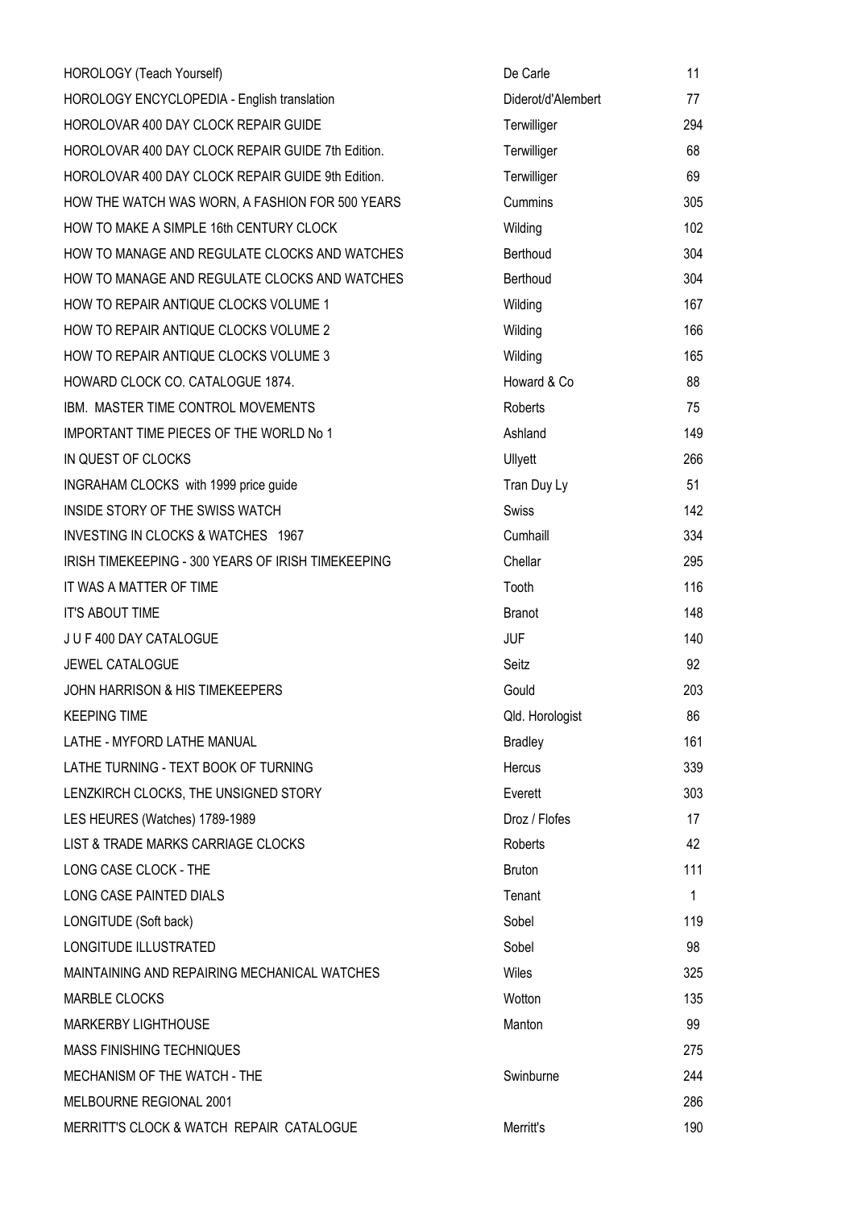| | | |
|---|---|---|
| HOROLOGY (Teach Yourself) | De Carle | 11 |
| HOROLOGY ENCYCLOPEDIA - English translation | Diderot/d'Alembert | 77 |
| HOROLOVAR 400 DAY CLOCK REPAIR GUIDE | Terwilliger | 294 |
| HOROLOVAR 400 DAY CLOCK REPAIR GUIDE 7th Edition. | Terwilliger | 68 |
| HOROLOVAR 400 DAY CLOCK REPAIR GUIDE 9th Edition. | Terwilliger | 69 |
| HOW THE WATCH WAS WORN, A FASHION FOR 500 YEARS | Cummins | 305 |
| HOW TO MAKE A SIMPLE 16th CENTURY CLOCK | Wilding | 102 |
| HOW TO MANAGE AND REGULATE CLOCKS AND WATCHES | Berthoud | 304 |
| HOW TO MANAGE AND REGULATE CLOCKS AND WATCHES | Berthoud | 304 |
| HOW TO REPAIR ANTIQUE CLOCKS VOLUME 1 | Wilding | 167 |
| HOW TO REPAIR ANTIQUE CLOCKS VOLUME 2 | Wilding | 166 |
| HOW TO REPAIR ANTIQUE CLOCKS VOLUME 3 | Wilding | 165 |
| HOWARD CLOCK CO. CATALOGUE 1874. | Howard & Co | 88 |
| IBM. MASTER TIME CONTROL MOVEMENTS | Roberts | 75 |
| IMPORTANT TIME PIECES OF THE WORLD No 1 | Ashland | 149 |
| IN QUEST OF CLOCKS | Ullyett | 266 |
| INGRAHAM CLOCKS with 1999 price guide | Tran Duy Ly | 51 |
| INSIDE STORY OF THE SWISS WATCH | Swiss | 142 |
| INVESTING IN CLOCKS & WATCHES 1967 | Cumhaill | 334 |
| IRISH TIMEKEEPING - 300 YEARS OF IRISH TIMEKEEPING | Chellar | 295 |
| IT WAS A MATTER OF TIME | Tooth | 116 |
| IT'S ABOUT TIME | Branot | 148 |
| J U F 400 DAY CATALOGUE | JUF | 140 |
| JEWEL CATALOGUE | Seitz | 92 |
| JOHN HARRISON & HIS TIMEKEEPERS | Gould | 203 |
| KEEPING TIME | Qld. Horologist | 86 |
| LATHE - MYFORD LATHE MANUAL | Bradley | 161 |
| LATHE TURNING - TEXT BOOK OF TURNING | Hercus | 339 |
| LENZKIRCH CLOCKS, THE UNSIGNED STORY | Everett | 303 |
| LES HEURES (Watches) 1789-1989 | Droz / Flofes | 17 |
| LIST & TRADE MARKS CARRIAGE CLOCKS | Roberts | 42 |
| LONG CASE CLOCK - THE | Bruton | 111 |
| LONG CASE PAINTED DIALS | Tenant | 1 |
| LONGITUDE (Soft back) | Sobel | 119 |
| LONGITUDE ILLUSTRATED | Sobel | 98 |
| MAINTAINING AND REPAIRING MECHANICAL WATCHES | Wiles | 325 |
| MARBLE CLOCKS | Wotton | 135 |
| MARKERBY LIGHTHOUSE | Manton | 99 |
| MASS FINISHING TECHNIQUES | | 275 |
| MECHANISM OF THE WATCH - THE | Swinburne | 244 |
| MELBOURNE REGIONAL 2001 | | 286 |
| MERRITT'S CLOCK & WATCH REPAIR CATALOGUE | Merritt's | 190 |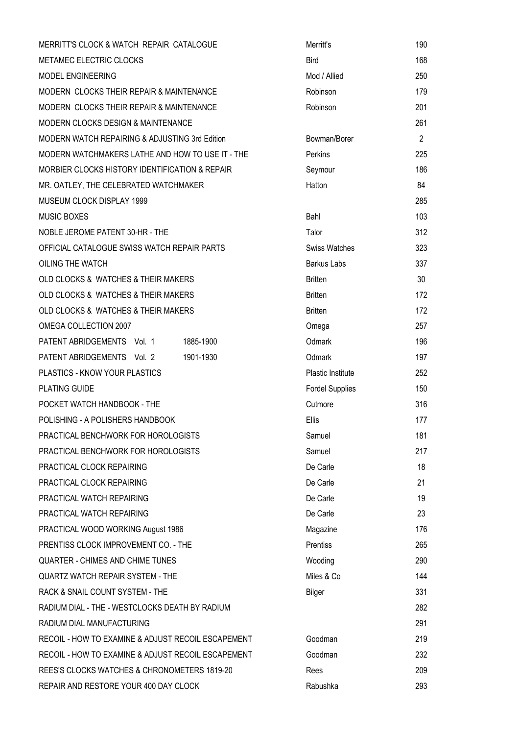| | | |
|---|---|---|
| MERRITT'S CLOCK & WATCH REPAIR CATALOGUE | Merritt's | 190 |
| METAMEC ELECTRIC CLOCKS | Bird | 168 |
| MODEL ENGINEERING | Mod / Allied | 250 |
| MODERN CLOCKS THEIR REPAIR & MAINTENANCE | Robinson | 179 |
| MODERN CLOCKS THEIR REPAIR & MAINTENANCE | Robinson | 201 |
| MODERN CLOCKS DESIGN & MAINTENANCE | | 261 |
| MODERN WATCH REPAIRING & ADJUSTING 3rd Edition | Bowman/Borer | 2 |
| MODERN WATCHMAKERS LATHE AND HOW TO USE IT - THE | Perkins | 225 |
| MORBIER CLOCKS HISTORY IDENTIFICATION & REPAIR | Seymour | 186 |
| MR. OATLEY, THE CELEBRATED WATCHMAKER | Hatton | 84 |
| MUSEUM CLOCK DISPLAY 1999 | | 285 |
| MUSIC BOXES | Bahl | 103 |
| NOBLE JEROME PATENT 30-HR - THE | Talor | 312 |
| OFFICIAL CATALOGUE SWISS WATCH REPAIR PARTS | Swiss Watches | 323 |
| OILING THE WATCH | Barkus Labs | 337 |
| OLD CLOCKS & WATCHES & THEIR MAKERS | Britten | 30 |
| OLD CLOCKS & WATCHES & THEIR MAKERS | Britten | 172 |
| OLD CLOCKS & WATCHES & THEIR MAKERS | Britten | 172 |
| OMEGA COLLECTION 2007 | Omega | 257 |
| PATENT ABRIDGEMENTS Vol. 1 1885-1900 | Odmark | 196 |
| PATENT ABRIDGEMENTS Vol. 2 1901-1930 | Odmark | 197 |
| PLASTICS - KNOW YOUR PLASTICS | Plastic Institute | 252 |
| PLATING GUIDE | Fordel Supplies | 150 |
| POCKET WATCH HANDBOOK - THE | Cutmore | 316 |
| POLISHING - A POLISHERS HANDBOOK | Ellis | 177 |
| PRACTICAL BENCHWORK FOR HOROLOGISTS | Samuel | 181 |
| PRACTICAL BENCHWORK FOR HOROLOGISTS | Samuel | 217 |
| PRACTICAL CLOCK REPAIRING | De Carle | 18 |
| PRACTICAL CLOCK REPAIRING | De Carle | 21 |
| PRACTICAL WATCH REPAIRING | De Carle | 19 |
| PRACTICAL WATCH REPAIRING | De Carle | 23 |
| PRACTICAL WOOD WORKING August 1986 | Magazine | 176 |
| PRENTISS CLOCK IMPROVEMENT CO. - THE | Prentiss | 265 |
| QUARTER - CHIMES AND CHIME TUNES | Wooding | 290 |
| QUARTZ WATCH REPAIR SYSTEM - THE | Miles & Co | 144 |
| RACK & SNAIL COUNT SYSTEM - THE | Bilger | 331 |
| RADIUM DIAL - THE - WESTCLOCKS DEATH BY RADIUM | | 282 |
| RADIUM DIAL MANUFACTURING | | 291 |
| RECOIL - HOW TO EXAMINE & ADJUST RECOIL ESCAPEMENT | Goodman | 219 |
| RECOIL - HOW TO EXAMINE & ADJUST RECOIL ESCAPEMENT | Goodman | 232 |
| REES'S CLOCKS WATCHES & CHRONOMETERS 1819-20 | Rees | 209 |
| REPAIR AND RESTORE YOUR 400 DAY CLOCK | Rabushka | 293 |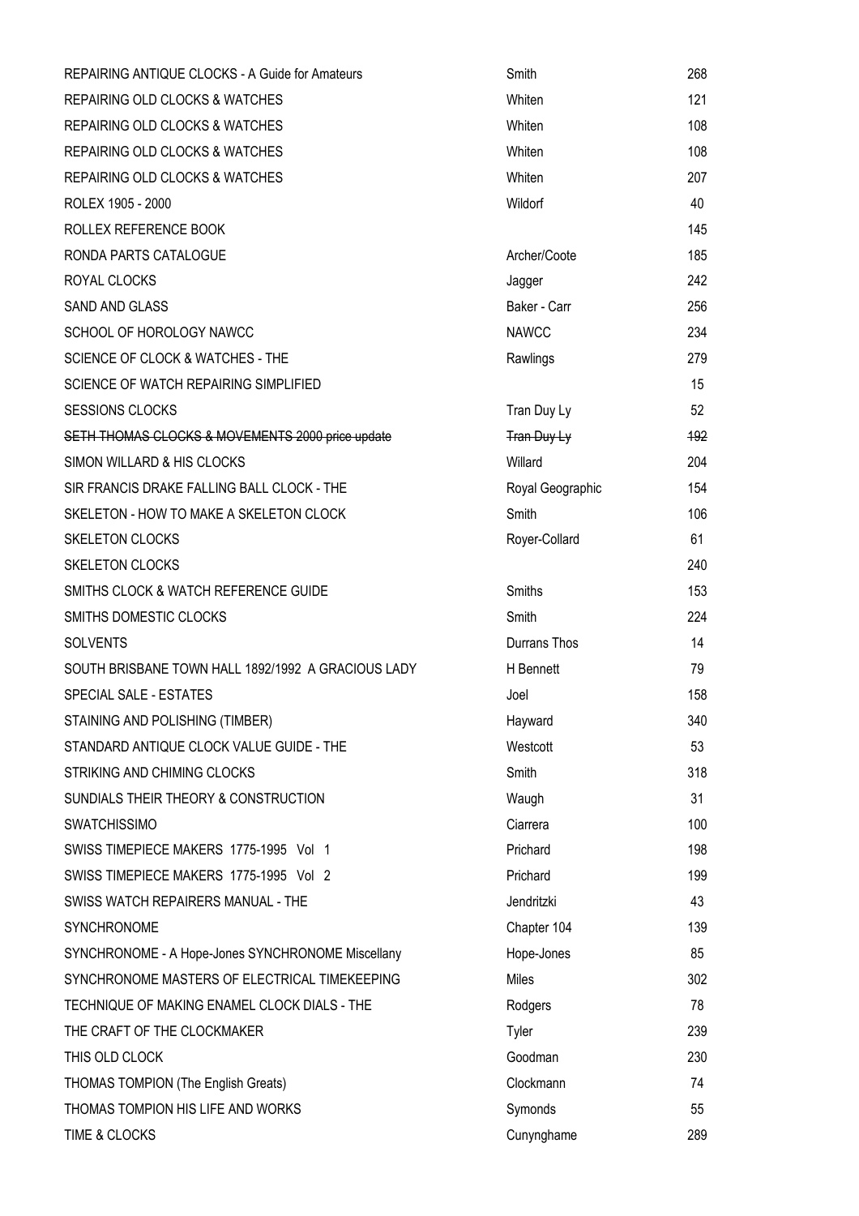| | | |
|---|---|---|
| REPAIRING ANTIQUE CLOCKS - A Guide for Amateurs | Smith | 268 |
| REPAIRING OLD CLOCKS & WATCHES | Whiten | 121 |
| REPAIRING OLD CLOCKS & WATCHES | Whiten | 108 |
| REPAIRING OLD CLOCKS & WATCHES | Whiten | 108 |
| REPAIRING OLD CLOCKS & WATCHES | Whiten | 207 |
| ROLEX 1905 - 2000 | Wildorf | 40 |
| ROLLEX REFERENCE BOOK | | 145 |
| RONDA PARTS CATALOGUE | Archer/Coote | 185 |
| ROYAL CLOCKS | Jagger | 242 |
| SAND AND GLASS | Baker - Carr | 256 |
| SCHOOL OF HOROLOGY NAWCC | NAWCC | 234 |
| SCIENCE OF CLOCK & WATCHES - THE | Rawlings | 279 |
| SCIENCE OF WATCH REPAIRING SIMPLIFIED | | 15 |
| SESSIONS CLOCKS | Tran Duy Ly | 52 |
| ~~SETH THOMAS CLOCKS & MOVEMENTS 2000 price update~~ | ~~Tran Duy Ly~~ | ~~192~~ |
| SIMON WILLARD & HIS CLOCKS | Willard | 204 |
| SIR FRANCIS DRAKE FALLING BALL CLOCK - THE | Royal Geographic | 154 |
| SKELETON - HOW TO MAKE A SKELETON CLOCK | Smith | 106 |
| SKELETON CLOCKS | Royer-Collard | 61 |
| SKELETON CLOCKS | | 240 |
| SMITHS CLOCK & WATCH REFERENCE GUIDE | Smiths | 153 |
| SMITHS DOMESTIC CLOCKS | Smith | 224 |
| SOLVENTS | Durrans Thos | 14 |
| SOUTH BRISBANE TOWN HALL 1892/1992 A GRACIOUS LADY | H Bennett | 79 |
| SPECIAL SALE - ESTATES | Joel | 158 |
| STAINING AND POLISHING (TIMBER) | Hayward | 340 |
| STANDARD ANTIQUE CLOCK VALUE GUIDE - THE | Westcott | 53 |
| STRIKING AND CHIMING CLOCKS | Smith | 318 |
| SUNDIALS THEIR THEORY & CONSTRUCTION | Waugh | 31 |
| SWATCHISSIMO | Ciarrera | 100 |
| SWISS TIMEPIECE MAKERS 1775-1995 Vol 1 | Prichard | 198 |
| SWISS TIMEPIECE MAKERS 1775-1995 Vol 2 | Prichard | 199 |
| SWISS WATCH REPAIRERS MANUAL - THE | Jendritzki | 43 |
| SYNCHRONOME | Chapter 104 | 139 |
| SYNCHRONOME - A Hope-Jones SYNCHRONOME Miscellany | Hope-Jones | 85 |
| SYNCHRONOME MASTERS OF ELECTRICAL TIMEKEEPING | Miles | 302 |
| TECHNIQUE OF MAKING ENAMEL CLOCK DIALS - THE | Rodgers | 78 |
| THE CRAFT OF THE CLOCKMAKER | Tyler | 239 |
| THIS OLD CLOCK | Goodman | 230 |
| THOMAS TOMPION (The English Greats) | Clockmann | 74 |
| THOMAS TOMPION HIS LIFE AND WORKS | Symonds | 55 |
| TIME & CLOCKS | Cunynghame | 289 |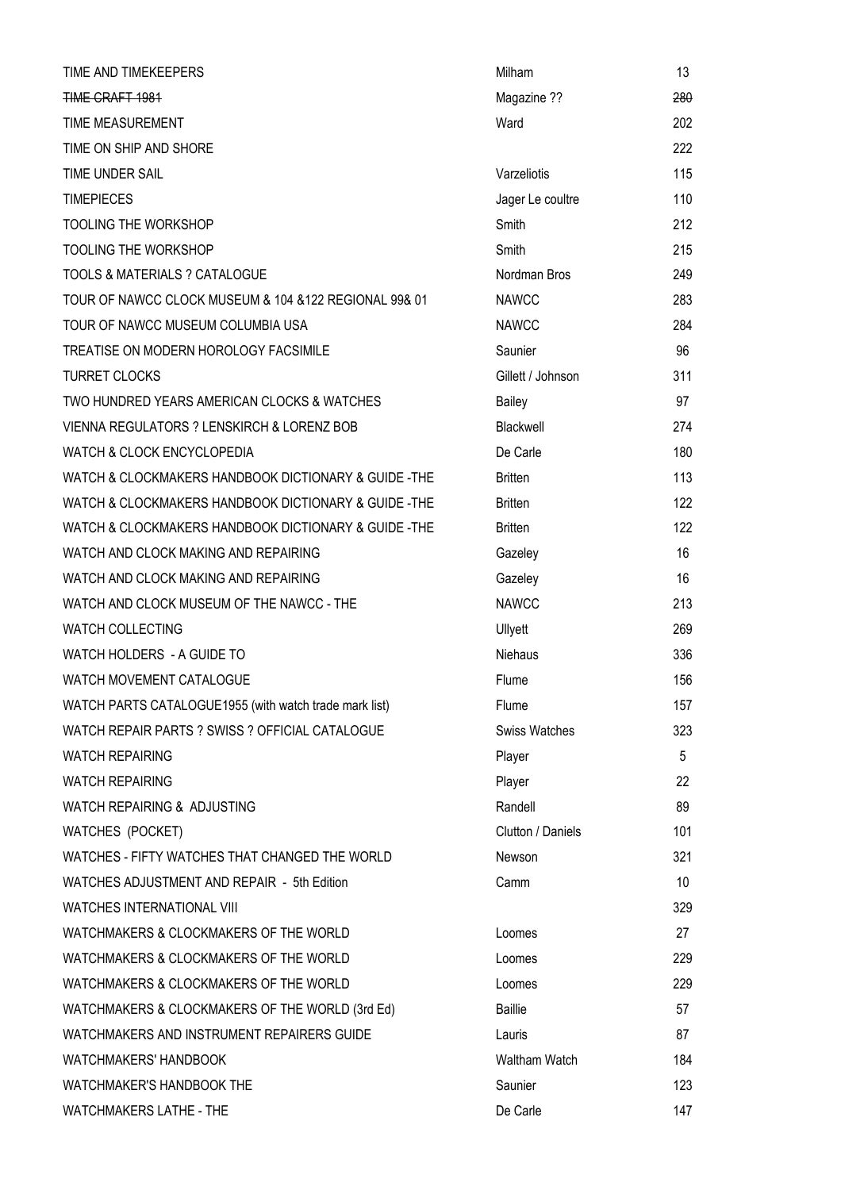| | | |
|---|---|---|
| TIME AND TIMEKEEPERS | Milham | 13 |
| ~~TIME CRAFT 1981~~ | Magazine ?? | ~~280~~ |
| TIME MEASUREMENT | Ward | 202 |
| TIME ON SHIP AND SHORE | | 222 |
| TIME UNDER SAIL | Varzeliotis | 115 |
| TIMEPIECES | Jager Le coultre | 110 |
| TOOLING THE WORKSHOP | Smith | 212 |
| TOOLING THE WORKSHOP | Smith | 215 |
| TOOLS & MATERIALS ? CATALOGUE | Nordman Bros | 249 |
| TOUR OF NAWCC CLOCK MUSEUM & 104 &122 REGIONAL 99& 01 | NAWCC | 283 |
| TOUR OF NAWCC MUSEUM COLUMBIA USA | NAWCC | 284 |
| TREATISE ON MODERN HOROLOGY FACSIMILE | Saunier | 96 |
| TURRET CLOCKS | Gillett / Johnson | 311 |
| TWO HUNDRED YEARS AMERICAN CLOCKS & WATCHES | Bailey | 97 |
| VIENNA REGULATORS ? LENSKIRCH & LORENZ BOB | Blackwell | 274 |
| WATCH & CLOCK ENCYCLOPEDIA | De Carle | 180 |
| WATCH & CLOCKMAKERS HANDBOOK DICTIONARY & GUIDE -THE | Britten | 113 |
| WATCH & CLOCKMAKERS HANDBOOK DICTIONARY & GUIDE -THE | Britten | 122 |
| WATCH & CLOCKMAKERS HANDBOOK DICTIONARY & GUIDE -THE | Britten | 122 |
| WATCH AND CLOCK MAKING AND REPAIRING | Gazeley | 16 |
| WATCH AND CLOCK MAKING AND REPAIRING | Gazeley | 16 |
| WATCH AND CLOCK MUSEUM OF THE NAWCC - THE | NAWCC | 213 |
| WATCH COLLECTING | Ullyett | 269 |
| WATCH HOLDERS - A GUIDE TO | Niehaus | 336 |
| WATCH MOVEMENT CATALOGUE | Flume | 156 |
| WATCH PARTS CATALOGUE1955 (with watch trade mark list) | Flume | 157 |
| WATCH REPAIR PARTS ? SWISS ? OFFICIAL CATALOGUE | Swiss Watches | 323 |
| WATCH REPAIRING | Player | 5 |
| WATCH REPAIRING | Player | 22 |
| WATCH REPAIRING & ADJUSTING | Randell | 89 |
| WATCHES (POCKET) | Clutton / Daniels | 101 |
| WATCHES - FIFTY WATCHES THAT CHANGED THE WORLD | Newson | 321 |
| WATCHES ADJUSTMENT AND REPAIR - 5th Edition | Camm | 10 |
| WATCHES INTERNATIONAL VIII | | 329 |
| WATCHMAKERS & CLOCKMAKERS OF THE WORLD | Loomes | 27 |
| WATCHMAKERS & CLOCKMAKERS OF THE WORLD | Loomes | 229 |
| WATCHMAKERS & CLOCKMAKERS OF THE WORLD | Loomes | 229 |
| WATCHMAKERS & CLOCKMAKERS OF THE WORLD (3rd Ed) | Baillie | 57 |
| WATCHMAKERS AND INSTRUMENT REPAIRERS GUIDE | Lauris | 87 |
| WATCHMAKERS' HANDBOOK | Waltham Watch | 184 |
| WATCHMAKER'S HANDBOOK THE | Saunier | 123 |
| WATCHMAKERS LATHE - THE | De Carle | 147 |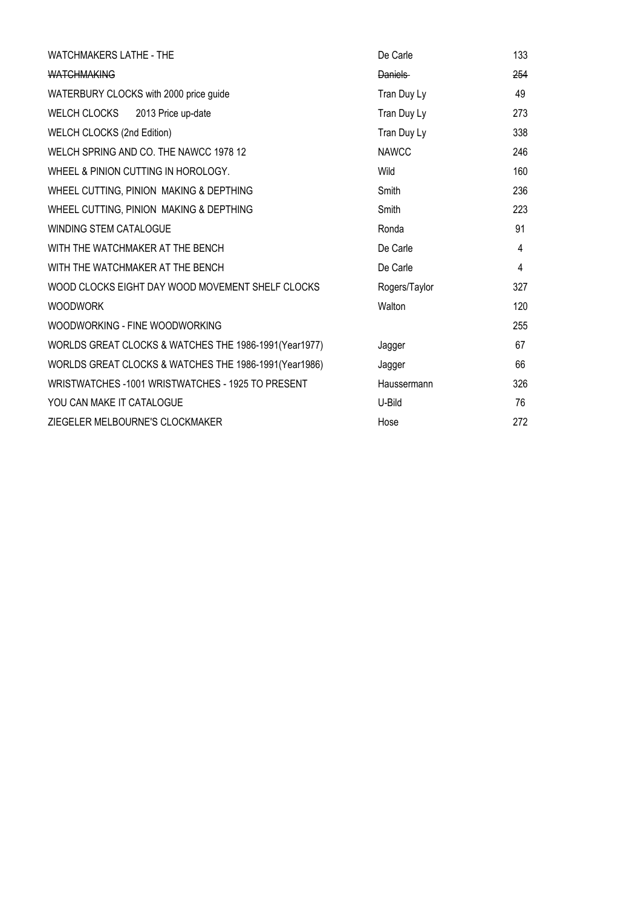| | | |
|---|---|---|
| WATCHMAKERS LATHE - THE | De Carle | 133 |
| ~~WATCHMAKING~~ | ~~Daniels~~ | ~~254~~ |
| WATERBURY CLOCKS with 2000 price guide | Tran Duy Ly | 49 |
| WELCH CLOCKS 2013 Price up-date | Tran Duy Ly | 273 |
| WELCH CLOCKS (2nd Edition) | Tran Duy Ly | 338 |
| WELCH SPRING AND CO. THE NAWCC 1978 12 | NAWCC | 246 |
| WHEEL & PINION CUTTING IN HOROLOGY. | Wild | 160 |
| WHEEL CUTTING, PINION MAKING & DEPTHING | Smith | 236 |
| WHEEL CUTTING, PINION MAKING & DEPTHING | Smith | 223 |
| WINDING STEM CATALOGUE | Ronda | 91 |
| WITH THE WATCHMAKER AT THE BENCH | De Carle | 4 |
| WITH THE WATCHMAKER AT THE BENCH | De Carle | 4 |
| WOOD CLOCKS EIGHT DAY WOOD MOVEMENT SHELF CLOCKS | Rogers/Taylor | 327 |
| WOODWORK | Walton | 120 |
| WOODWORKING - FINE WOODWORKING | | 255 |
| WORLDS GREAT CLOCKS & WATCHES THE 1986-1991(Year1977) | Jagger | 67 |
| WORLDS GREAT CLOCKS & WATCHES THE 1986-1991(Year1986) | Jagger | 66 |
| WRISTWATCHES -1001 WRISTWATCHES - 1925 TO PRESENT | Haussermann | 326 |
| YOU CAN MAKE IT CATALOGUE | U-Bild | 76 |
| ZIEGELER MELBOURNE'S CLOCKMAKER | Hose | 272 |